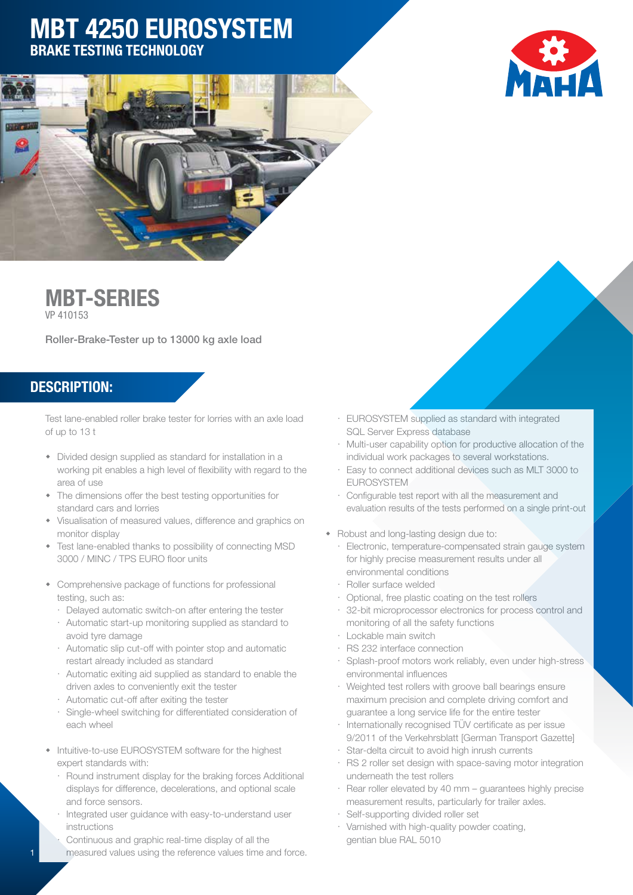# MBT 4250 EUROSYSTEM

## BRAKE TESTING TECHNOLOGY

## MBT-SERIES

VP 410153

**Roller-Brake-Tester up to 13000 kg axle load**

## DESCRIPTION:

Test lane-enabled roller brake tester for lorries with an axle load of up to 13 t

- Divided design supplied as standard for installation in a working pit enables a high level of flexibility with regard to the area of use
- The dimensions offer the best testing opportunities for standard cars and lorries
- Visualisation of measured values, difference and graphics on monitor display
- Test lane-enabled thanks to possibility of connecting MSD 3000 / MINC / TPS EURO floor units
- Comprehensive package of functions for professional testing, such as:
  - Delayed automatic switch-on after entering the tester
  - Automatic start-up monitoring supplied as standard to avoid tyre damage
  - Automatic slip cut-off with pointer stop and automatic restart already included as standard
  - Automatic exiting aid supplied as standard to enable the driven axles to conveniently exit the tester
  - Automatic cut-off after exiting the tester
  - Single-wheel switching for differentiated consideration of each wheel
- Intuitive-to-use EUROSYSTEM software for the highest expert standards with:
  - Round instrument display for the braking forces Additional displays for difference, decelerations, and optional scale and force sensors.
  - Integrated user guidance with easy-to-understand user instructions
  - Continuous and graphic real-time display of all the measured values using the reference values time and force.
  - EUROSYSTEM supplied as standard with integrated SQL Server Express database
  - Multi-user capability option for productive allocation of the individual work packages to several workstations.
  - Easy to connect additional devices such as MLT 3000 to EUROSYSTEM
  - Configurable test report with all the measurement and evaluation results of the tests performed on a single print-out
- Robust and long-lasting design due to:
  - Electronic, temperature-compensated strain gauge system for highly precise measurement results under all environmental conditions
  - Roller surface welded
  - Optional, free plastic coating on the test rollers
  - 32-bit microprocessor electronics for process control and monitoring of all the safety functions
  - Lockable main switch
  - RS 232 interface connection
  - Splash-proof motors work reliably, even under high-stress environmental influences
  - Weighted test rollers with groove ball bearings ensure maximum precision and complete driving comfort and guarantee a long service life for the entire tester
  - Internationally recognised TÜV certificate as per issue 9/2011 of the Verkehrsblatt [German Transport Gazette]
  - Star-delta circuit to avoid high inrush currents
  - RS 2 roller set design with space-saving motor integration underneath the test rollers
  - Rear roller elevated by 40 mm – guarantees highly precise measurement results, particularly for trailer axles.
  - Self-supporting divided roller set
  - Varnished with high-quality powder coating, gentian blue RAL 5010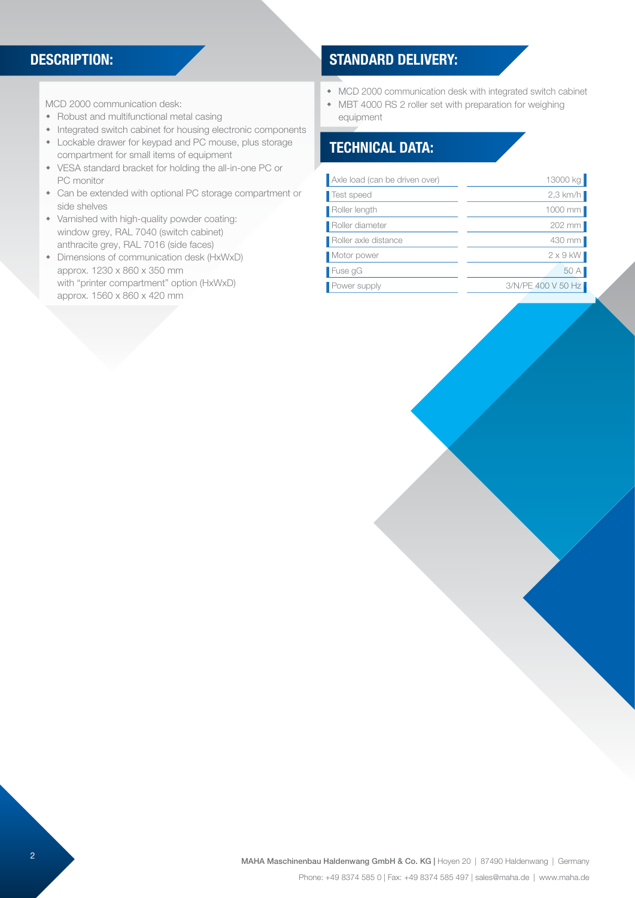## DESCRIPTION:

MCD 2000 communication desk:

- Robust and multifunctional metal casing
- Integrated switch cabinet for housing electronic components
- Lockable drawer for keypad and PC mouse, plus storage compartment for small items of equipment
- VESA standard bracket for holding the all-in-one PC or PC monitor
- Can be extended with optional PC storage compartment or side shelves
- Varnished with high-quality powder coating: window grey, RAL 7040 (switch cabinet) anthracite grey, RAL 7016 (side faces)
- Dimensions of communication desk (HxWxD) approx. 1230 x 860 x 350 mm with “printer compartment” option (HxWxD) approx. 1560 x 860 x 420 mm

## STANDARD DELIVERY:

- MCD 2000 communication desk with integrated switch cabinet
- MBT 4000 RS 2 roller set with preparation for weighing equipment

## TECHNICAL DATA:

| | |
|---|---|
| Axle load (can be driven over) | 13000 kg |
| Test speed | 2,3 km/h |
| Roller length | 1000 mm |
| Roller diameter | 202 mm |
| Roller axle distance | 430 mm |
| Motor power | 2 x 9 kW |
| Fuse gG | 50 A |
| Power supply | 3/N/PE 400 V 50 Hz |

**MAHA Maschinenbau Haldenwang GmbH & Co. KG** | Hoyen 20 | 87490 Haldenwang | Germany
Phone: +49 8374 585 0 | Fax: +49 8374 585 497 | sales@maha.de | www.maha.de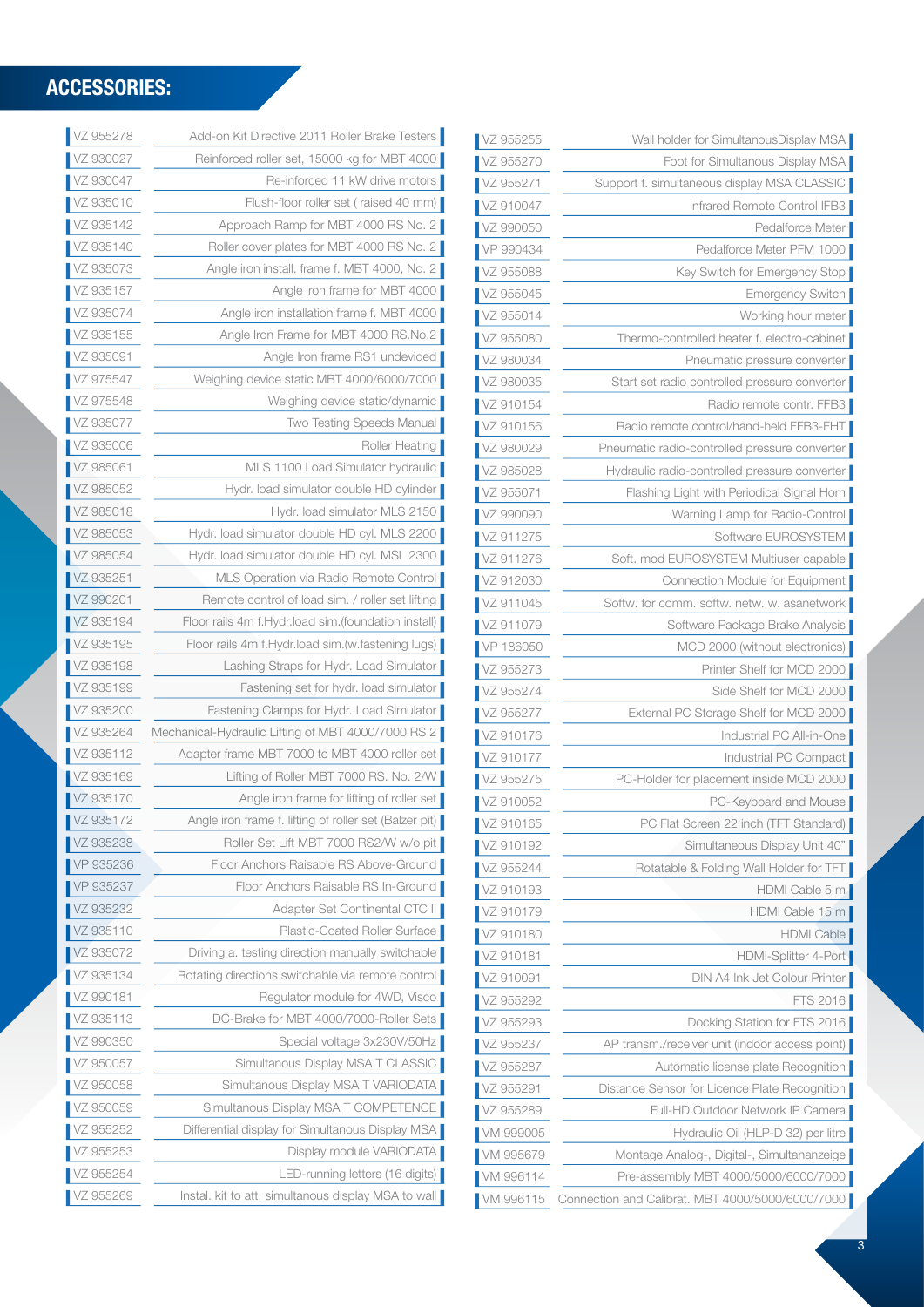## ACCESSORIES:

| Article No. | Description |
|---|---|
| VZ 955278 | Add-on Kit Directive 2011 Roller Brake Testers |
| VZ 930027 | Reinforced roller set, 15000 kg for MBT 4000 |
| VZ 930047 | Re-inforced 11 kW drive motors |
| VZ 935010 | Flush-floor roller set ( raised 40 mm) |
| VZ 935142 | Approach Ramp for MBT 4000 RS No. 2 |
| VZ 935140 | Roller cover plates for MBT 4000 RS No. 2 |
| VZ 935073 | Angle iron install. frame f. MBT 4000, No. 2 |
| VZ 935157 | Angle iron frame for MBT 4000 |
| VZ 935074 | Angle iron installation frame f. MBT 4000 |
| VZ 935155 | Angle Iron Frame for MBT 4000 RS.No.2 |
| VZ 935091 | Angle Iron frame RS1 undevided |
| VZ 975547 | Weighing device static MBT 4000/6000/7000 |
| VZ 975548 | Weighing device static/dynamic |
| VZ 935077 | Two Testing Speeds Manual |
| VZ 935006 | Roller Heating |
| VZ 985061 | MLS 1100 Load Simulator hydraulic |
| VZ 985052 | Hydr. load simulator double HD cylinder |
| VZ 985018 | Hydr. load simulator MLS 2150 |
| VZ 985053 | Hydr. load simulator double HD cyl. MLS 2200 |
| VZ 985054 | Hydr. load simulator double HD cyl. MSL 2300 |
| VZ 935251 | MLS Operation via Radio Remote Control |
| VZ 990201 | Remote control of load sim. / roller set lifting |
| VZ 935194 | Floor rails 4m f.Hydr.load sim.(foundation install) |
| VZ 935195 | Floor rails 4m f.Hydr.load sim.(w.fastening lugs) |
| VZ 935198 | Lashing Straps for Hydr. Load Simulator |
| VZ 935199 | Fastening set for hydr. load simulator |
| VZ 935200 | Fastening Clamps for Hydr. Load Simulator |
| VZ 935264 | Mechanical-Hydraulic Lifting of MBT 4000/7000 RS 2 |
| VZ 935112 | Adapter frame MBT 7000 to MBT 4000 roller set |
| VZ 935169 | Lifting of Roller MBT 7000 RS. No. 2/W |
| VZ 935170 | Angle iron frame for lifting of roller set |
| VZ 935172 | Angle iron frame f. lifting of roller set (Balzer pit) |
| VZ 935238 | Roller Set Lift MBT 7000 RS2/W w/o pit |
| VP 935236 | Floor Anchors Raisable RS Above-Ground |
| VP 935237 | Floor Anchors Raisable RS In-Ground |
| VZ 935232 | Adapter Set Continental CTC II |
| VZ 935110 | Plastic-Coated Roller Surface |
| VZ 935072 | Driving a. testing direction manually switchable |
| VZ 935134 | Rotating directions switchable via remote control |
| VZ 990181 | Regulator module for 4WD, Visco |
| VZ 935113 | DC-Brake for MBT 4000/7000-Roller Sets |
| VZ 990350 | Special voltage 3x230V/50Hz |
| VZ 950057 | Simultanous Display MSA T CLASSIC |
| VZ 950058 | Simultanous Display MSA T VARIODATA |
| VZ 950059 | Simultanous Display MSA T COMPETENCE |
| VZ 955252 | Differential display for Simultanous Display MSA |
| VZ 955253 | Display module VARIODATA |
| VZ 955254 | LED-running letters (16 digits) |
| VZ 955269 | Instal. kit to att. simultanous display MSA to wall |
| VZ 955255 | Wall holder for SimultanousDisplay MSA |
| VZ 955270 | Foot for Simultanous Display MSA |
| VZ 955271 | Support f. simultaneous display MSA CLASSIC |
| VZ 910047 | Infrared Remote Control IFB3 |
| VZ 990050 | Pedalforce Meter |
| VP 990434 | Pedalforce Meter PFM 1000 |
| VZ 955088 | Key Switch for Emergency Stop |
| VZ 955045 | Emergency Switch |
| VZ 955014 | Working hour meter |
| VZ 955080 | Thermo-controlled heater f. electro-cabinet |
| VZ 980034 | Pneumatic pressure converter |
| VZ 980035 | Start set radio controlled pressure converter |
| VZ 910154 | Radio remote contr. FFB3 |
| VZ 910156 | Radio remote control/hand-held FFB3-FHT |
| VZ 980029 | Pneumatic radio-controlled pressure converter |
| VZ 985028 | Hydraulic radio-controlled pressure converter |
| VZ 955071 | Flashing Light with Periodical Signal Horn |
| VZ 990090 | Warning Lamp for Radio-Control |
| VZ 911275 | Software EUROSYSTEM |
| VZ 911276 | Soft. mod EUROSYSTEM Multiuser capable |
| VZ 912030 | Connection Module for Equipment |
| VZ 911045 | Softw. for comm. softw. netw. w. asanetwork |
| VZ 911079 | Software Package Brake Analysis |
| VP 186050 | MCD 2000 (without electronics) |
| VZ 955273 | Printer Shelf for MCD 2000 |
| VZ 955274 | Side Shelf for MCD 2000 |
| VZ 955277 | External PC Storage Shelf for MCD 2000 |
| VZ 910176 | Industrial PC All-in-One |
| VZ 910177 | Industrial PC Compact |
| VZ 955275 | PC-Holder for placement inside MCD 2000 |
| VZ 910052 | PC-Keyboard and Mouse |
| VZ 910165 | PC Flat Screen 22 inch (TFT Standard) |
| VZ 910192 | Simultaneous Display Unit 40" |
| VZ 955244 | Rotatable & Folding Wall Holder for TFT |
| VZ 910193 | HDMI Cable 5 m |
| VZ 910179 | HDMI Cable 15 m |
| VZ 910180 | HDMI Cable |
| VZ 910181 | HDMI-Splitter 4-Port |
| VZ 910091 | DIN A4 Ink Jet Colour Printer |
| VZ 955292 | FTS 2016 |
| VZ 955293 | Docking Station for FTS 2016 |
| VZ 955237 | AP transm./receiver unit (indoor access point) |
| VZ 955287 | Automatic license plate Recognition |
| VZ 955291 | Distance Sensor for Licence Plate Recognition |
| VZ 955289 | Full-HD Outdoor Network IP Camera |
| VM 999005 | Hydraulic Oil (HLP-D 32) per litre |
| VM 995679 | Montage Analog-, Digital-, Simultananzeige |
| VM 996114 | Pre-assembly MBT 4000/5000/6000/7000 |
| VM 996115 | Connection and Calibrat. MBT 4000/5000/6000/7000 |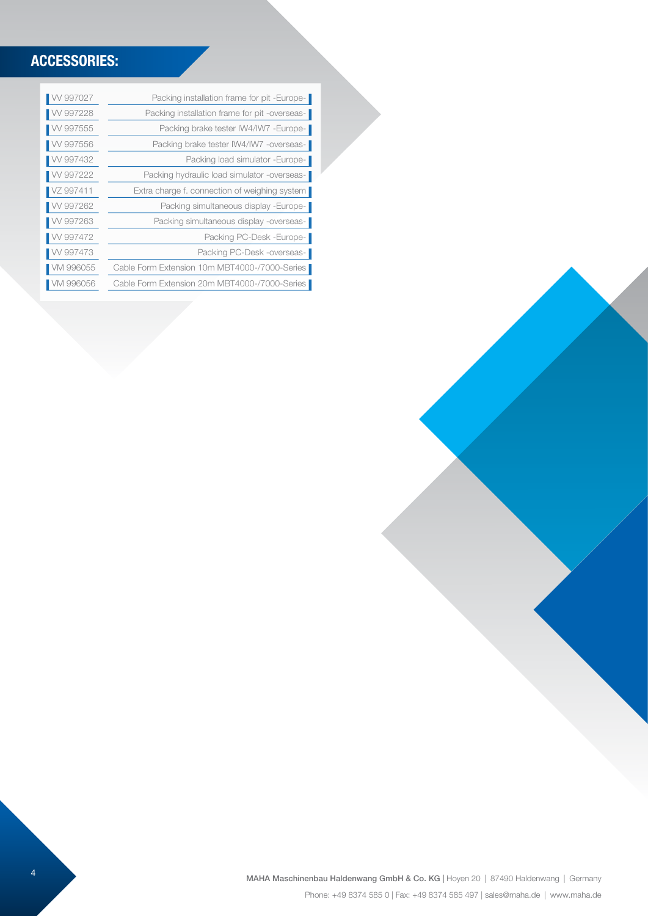## ACCESSORIES:

| | |
|---|---|
| VV 997027 | Packing installation frame for pit -Europe- |
| VV 997228 | Packing installation frame for pit -overseas- |
| VV 997555 | Packing brake tester IW4/IW7 -Europe- |
| VV 997556 | Packing brake tester IW4/IW7 -overseas- |
| VV 997432 | Packing load simulator -Europe- |
| VV 997222 | Packing hydraulic load simulator -overseas- |
| VZ 997411 | Extra charge f. connection of weighing system |
| VV 997262 | Packing simultaneous display -Europe- |
| VV 997263 | Packing simultaneous display -overseas- |
| VV 997472 | Packing PC-Desk -Europe- |
| VV 997473 | Packing PC-Desk -overseas- |
| VM 996055 | Cable Form Extension 10m MBT4000-/7000-Series |
| VM 996056 | Cable Form Extension 20m MBT4000-/7000-Series |

**MAHA Maschinenbau Haldenwang GmbH & Co. KG** | Hoyen 20 | 87490 Haldenwang | Germany

Phone: +49 8374 585 0 | Fax: +49 8374 585 497 | sales@maha.de | www.maha.de